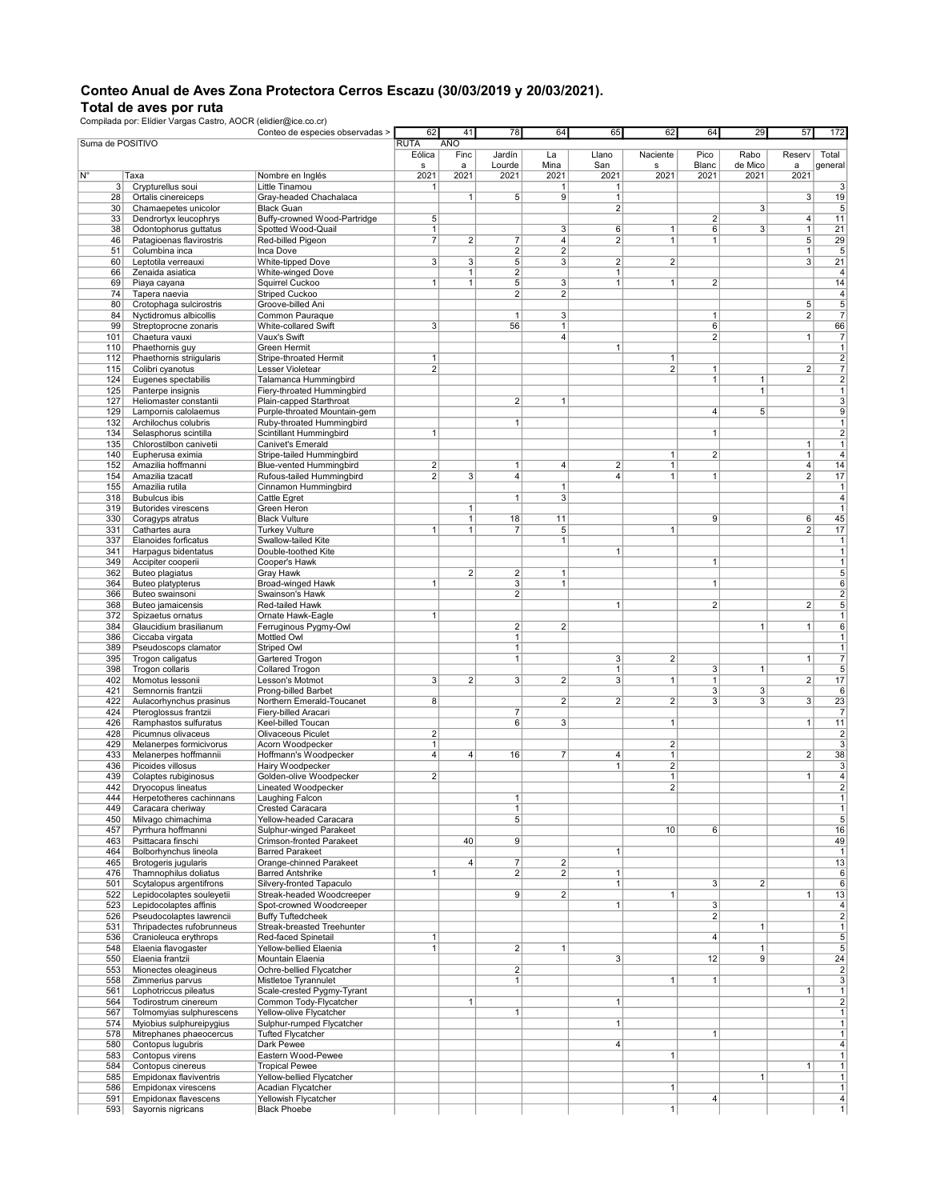# Conteo Anual de Aves Zona Protectora Cerros Escazu (30/03/2019 y 20/03/2021).

## Total de aves por ruta

Compilada por: Elídier Vargas Castro, AOCR (elidier@ice.co.cr)

| | | Conteo de especies observadas > | 62 | 41 | 78 | 64 | 65 | 62 | 64 | 29 | 57 | 172 |
|---|---|---|---|---|---|---|---|---|---|---|---|---|
| Suma de POSITIVO | | | RUTA | AÑO | | | | | | | | |
| | | | Eólicas | Finca | Jardín Lourde | La Mina | Llano San | Nacientes | Pico Blanc | Rabo de Mico | Reserva | Total general |
| N° | Taxa | Nombre en Inglés | 2021 | 2021 | 2021 | 2021 | 2021 | 2021 | 2021 | 2021 | 2021 | |
| 3 | Crypturellus soui | Little Tinamou | 1 | | | 1 | 1 | | | | | 3 |
| 28 | Ortalis cinereiceps | Gray-headed Chachalaca | | 1 | 5 | 9 | 1 | | | | 3 | 19 |
| 30 | Chamaepetes unicolor | Black Guan | | | | | 2 | | | 3 | | 5 |
| 33 | Dendrortyx leucophrys | Buffy-crowned Wood-Partridge | 5 | | | | | | 2 | | 4 | 11 |
| 38 | Odontophorus guttatus | Spotted Wood-Quail | 1 | | | 3 | 6 | 1 | 6 | 3 | 1 | 21 |
| 46 | Patagioenas flavirostris | Red-billed Pigeon | 7 | 2 | 7 | 4 | 2 | 1 | 1 | | 5 | 29 |
| 51 | Columbina inca | Inca Dove | | | 2 | 2 | | | | | 1 | 5 |
| 60 | Leptotila verreauxi | White-tipped Dove | 3 | 3 | 5 | 3 | 2 | 2 | | | 3 | 21 |
| 66 | Zenaida asiatica | White-winged Dove | | 1 | 2 | | 1 | | | | | 4 |
| 69 | Piaya cayana | Squirrel Cuckoo | 1 | 1 | 5 | 3 | 1 | 1 | 2 | | | 14 |
| 74 | Tapera naevia | Striped Cuckoo | | | 2 | 2 | | | | | | 4 |
| 80 | Crotophaga sulcirostris | Groove-billed Ani | | | | | | | | | 5 | 5 |
| 84 | Nyctidromus albicollis | Common Pauraque | | | 1 | 3 | | | 1 | | 2 | 7 |
| 99 | Streptoprocne zonaris | White-collared Swift | 3 | | 56 | 1 | | | 6 | | | 66 |
| 101 | Chaetura vauxi | Vaux's Swift | | | | 4 | | | 2 | | 1 | 7 |
| 110 | Phaethornis guy | Green Hermit | | | | | 1 | | | | | 1 |
| 112 | Phaethornis striigularis | Stripe-throated Hermit | 1 | | | | | 1 | | | | 2 |
| 115 | Colibri cyanotus | Lesser Violetear | 2 | | | | | 2 | 1 | | 2 | 7 |
| 124 | Eugenes spectabilis | Talamanca Hummingbird | | | | | | | 1 | 1 | | 2 |
| 125 | Panterpe insignis | Fiery-throated Hummingbird | | | | | | | | 1 | | 1 |
| 127 | Heliomaster constantii | Plain-capped Starthroat | | | 2 | 1 | | | | | | 3 |
| 129 | Lampornis calolaemus | Purple-throated Mountain-gem | | | | | | | 4 | 5 | | 9 |
| 132 | Archilochus colubris | Ruby-throated Hummingbird | | | 1 | | | | | | | 1 |
| 134 | Selasphorus scintilla | Scintillant Hummingbird | 1 | | | | | | 1 | | | 2 |
| 135 | Chlorostilbon canivetii | Canivet's Emerald | | | | | | | | | 1 | 1 |
| 140 | Eupherusa eximia | Stripe-tailed Hummingbird | | | | | | 1 | 2 | | 1 | 4 |
| 152 | Amazilia hoffmanni | Blue-vented Hummingbird | 2 | | 1 | 4 | 2 | 1 | | | 4 | 14 |
| 154 | Amazilia tzacatl | Rufous-tailed Hummingbird | 2 | 3 | 4 | | 4 | 1 | 1 | | 2 | 17 |
| 155 | Amazilia rutila | Cinnamon Hummingbird | | | | 1 | | | | | | 1 |
| 318 | Bubulcus ibis | Cattle Egret | | | 1 | 3 | | | | | | 4 |
| 319 | Butorides virescens | Green Heron | | 1 | | | | | | | | 1 |
| 330 | Coragyps atratus | Black Vulture | | 1 | 18 | 11 | | | 9 | | 6 | 45 |
| 331 | Cathartes aura | Turkey Vulture | 1 | 1 | 7 | 5 | | 1 | | | 2 | 17 |
| 337 | Elanoides forficatus | Swallow-tailed Kite | | | | 1 | | | | | | 1 |
| 341 | Harpagus bidentatus | Double-toothed Kite | | | | | 1 | | | | | 1 |
| 349 | Accipiter cooperii | Cooper's Hawk | | | | | | | 1 | | | 1 |
| 362 | Buteo plagiatus | Gray Hawk | | 2 | 2 | 1 | | | | | | 5 |
| 364 | Buteo platypterus | Broad-winged Hawk | 1 | | 3 | 1 | | | 1 | | | 6 |
| 366 | Buteo swainsoni | Swainson's Hawk | | | 2 | | | | | | | 2 |
| 368 | Buteo jamaicensis | Red-tailed Hawk | | | | | 1 | | 2 | | 2 | 5 |
| 372 | Spizaetus ornatus | Ornate Hawk-Eagle | 1 | | | | | | | | | 1 |
| 384 | Glaucidium brasilianum | Ferruginous Pygmy-Owl | | | 2 | 2 | | | | 1 | 1 | 6 |
| 386 | Ciccaba virgata | Mottled Owl | | | 1 | | | | | | | 1 |
| 389 | Pseudoscops clamator | Striped Owl | | | 1 | | | | | | | 1 |
| 395 | Trogon caligatus | Gartered Trogon | | | 1 | | 3 | 2 | | | 1 | 7 |
| 398 | Trogon collaris | Collared Trogon | | | | | 1 | | 3 | 1 | | 5 |
| 402 | Momotus lessonii | Lesson's Motmot | 3 | 2 | 3 | 2 | 3 | 1 | 1 | | 2 | 17 |
| 421 | Semnornis frantzii | Prong-billed Barbet | | | | | | | 3 | 3 | | 6 |
| 422 | Aulacorhynchus prasinus | Northern Emerald-Toucanet | 8 | | | 2 | 2 | 2 | 3 | 3 | 3 | 23 |
| 424 | Pteroglossus frantzii | Fiery-billed Aracari | | | 7 | | | | | | | 7 |
| 426 | Ramphastos sulfuratus | Keel-billed Toucan | | | 6 | 3 | | 1 | | | 1 | 11 |
| 428 | Picumnus olivaceus | Olivaceous Piculet | 2 | | | | | | | | | 2 |
| 429 | Melanerpes formicivorus | Acorn Woodpecker | 1 | | | | | 2 | | | | 3 |
| 433 | Melanerpes hoffmannii | Hoffmann's Woodpecker | 4 | 4 | 16 | 7 | 4 | 1 | | | 2 | 38 |
| 436 | Picoides villosus | Hairy Woodpecker | | | | | 1 | 2 | | | | 3 |
| 439 | Colaptes rubiginosus | Golden-olive Woodpecker | 2 | | | | | 1 | | | 1 | 4 |
| 442 | Dryocopus lineatus | Lineated Woodpecker | | | | | | 2 | | | | 2 |
| 444 | Herpetotheres cachinnans | Laughing Falcon | | | 1 | | | | | | | 1 |
| 449 | Caracara cheriway | Crested Caracara | | | 1 | | | | | | | 1 |
| 450 | Milvago chimachima | Yellow-headed Caracara | | | 5 | | | | | | | 5 |
| 457 | Pyrrhura hoffmanni | Sulphur-winged Parakeet | | | | | | 10 | 6 | | | 16 |
| 463 | Psittacara finschi | Crimson-fronted Parakeet | | 40 | 9 | | | | | | | 49 |
| 464 | Bolborhynchus lineola | Barred Parakeet | | | | | 1 | | | | | 1 |
| 465 | Brotogeris jugularis | Orange-chinned Parakeet | | 4 | 7 | 2 | | | | | | 13 |
| 476 | Thamnophilus doliatus | Barred Antshrike | 1 | | 2 | 2 | 1 | | | | | 6 |
| 501 | Scytalopus argentifrons | Silvery-fronted Tapaculo | | | | | 1 | | 3 | 2 | | 6 |
| 522 | Lepidocolaptes souleyetii | Streak-headed Woodcreeper | | | 9 | 2 | | 1 | | | 1 | 13 |
| 523 | Lepidocolaptes affinis | Spot-crowned Woodcreeper | | | | | 1 | | 3 | | | 4 |
| 526 | Pseudocolaptes lawrencii | Buffy Tuftedcheek | | | | | | | 2 | | | 2 |
| 531 | Thripadectes rufobrunneus | Streak-breasted Treehunter | | | | | | | | 1 | | 1 |
| 536 | Cranioleuca erythrops | Red-faced Spinetail | 1 | | | | | | 4 | | | 5 |
| 548 | Elaenia flavogaster | Yellow-bellied Elaenia | 1 | | 2 | 1 | | | | 1 | | 5 |
| 550 | Elaenia frantzii | Mountain Elaenia | | | | | 3 | | 12 | 9 | | 24 |
| 553 | Mionectes oleagineus | Ochre-bellied Flycatcher | | | 2 | | | | | | | 2 |
| 558 | Zimmerius parvus | Mistletoe Tyrannulet | | | 1 | | | 1 | 1 | | | 3 |
| 561 | Lophotriccus pileatus | Scale-crested Pygmy-Tyrant | | | | | | | | | 1 | 1 |
| 564 | Todirostrum cinereum | Common Tody-Flycatcher | | 1 | | | 1 | | | | | 2 |
| 567 | Tolmomyias sulphurescens | Yellow-olive Flycatcher | | | 1 | | | | | | | 1 |
| 574 | Myiobius sulphureipygius | Sulphur-rumped Flycatcher | | | | | 1 | | | | | 1 |
| 578 | Mitrephanes phaeocercus | Tufted Flycatcher | | | | | | | 1 | | | 1 |
| 580 | Contopus lugubris | Dark Pewee | | | | | 4 | | | | | 4 |
| 583 | Contopus virens | Eastern Wood-Pewee | | | | | | 1 | | | | 1 |
| 584 | Contopus cinereus | Tropical Pewee | | | | | | | | | 1 | 1 |
| 585 | Empidonax flaviventris | Yellow-bellied Flycatcher | | | | | | | | 1 | | 1 |
| 586 | Empidonax virescens | Acadian Flycatcher | | | | | | 1 | | | | 1 |
| 591 | Empidonax flavescens | Yellowish Flycatcher | | | | | | | 4 | | | 4 |
| 593 | Sayornis nigricans | Black Phoebe | | | | | | 1 | | | | 1 |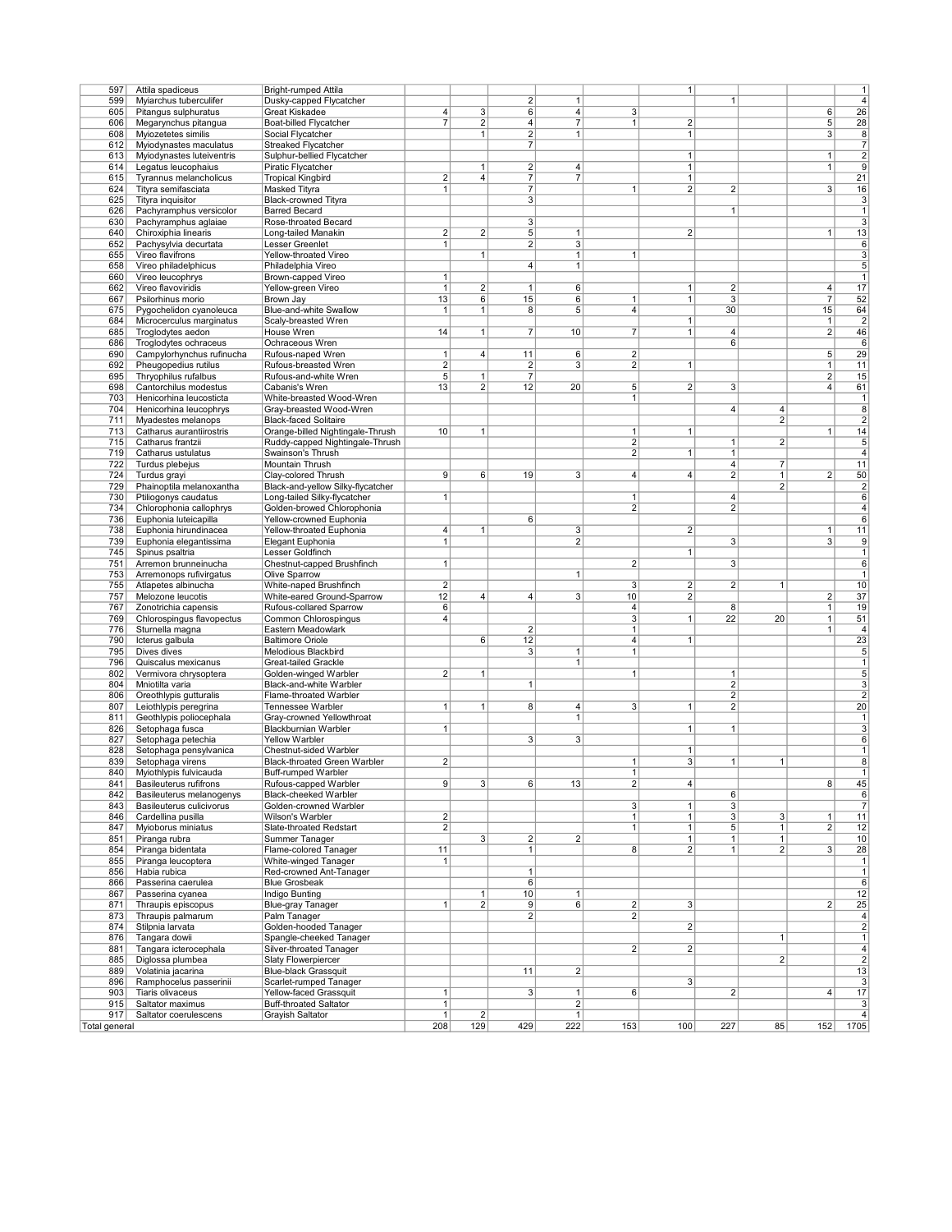| | | | | | | | | | | | | |
|---|---|---|---|---|---|---|---|---|---|---|---|---|
| 597 | Attila spadiceus | Bright-rumped Attila | | | | | | 1 | | | | 1 |
| 599 | Myiarchus tuberculifer | Dusky-capped Flycatcher | | | 2 | 1 | | | 1 | | | 4 |
| 605 | Pitangus sulphuratus | Great Kiskadee | 4 | 3 | 6 | 4 | 3 | | | | 6 | 26 |
| 606 | Megarynchus pitangua | Boat-billed Flycatcher | 7 | 2 | 4 | 7 | 1 | 2 | | | 5 | 28 |
| 608 | Myiozetetes similis | Social Flycatcher | | 1 | 2 | 1 | | 1 | | | 3 | 8 |
| 612 | Myiodynastes maculatus | Streaked Flycatcher | | | 7 | | | | | | | 7 |
| 613 | Myiodynastes luteiventris | Sulphur-bellied Flycatcher | | | | | | 1 | | | 1 | 2 |
| 614 | Legatus leucophaius | Piratic Flycatcher | | 1 | 2 | 4 | | 1 | | | 1 | 9 |
| 615 | Tyrannus melancholicus | Tropical Kingbird | 2 | 4 | 7 | 7 | | 1 | | | | 21 |
| 624 | Tityra semifasciata | Masked Tityra | 1 | | 7 | | 1 | 2 | 2 | | 3 | 16 |
| 625 | Tityra inquisitor | Black-crowned Tityra | | | 3 | | | | | | | 3 |
| 626 | Pachyramphus versicolor | Barred Becard | | | | | | | 1 | | | 1 |
| 630 | Pachyramphus aglaiae | Rose-throated Becard | | | 3 | | | | | | | 3 |
| 640 | Chiroxiphia linearis | Long-tailed Manakin | 2 | 2 | 5 | 1 | | 2 | | | 1 | 13 |
| 652 | Pachysylvia decurtata | Lesser Greenlet | 1 | | 2 | 3 | | | | | | 6 |
| 655 | Vireo flavifrons | Yellow-throated Vireo | | 1 | | 1 | 1 | | | | | 3 |
| 658 | Vireo philadelphicus | Philadelphia Vireo | | | 4 | 1 | | | | | | 5 |
| 660 | Vireo leucophrys | Brown-capped Vireo | 1 | | | | | | | | | 1 |
| 662 | Vireo flavoviridis | Yellow-green Vireo | 1 | 2 | 1 | 6 | | 1 | 2 | | 4 | 17 |
| 667 | Psilorhinus morio | Brown Jay | 13 | 6 | 15 | 6 | 1 | 1 | 3 | | 7 | 52 |
| 675 | Pygochelidon cyanoleuca | Blue-and-white Swallow | 1 | 1 | 8 | 5 | 4 | | 30 | | 15 | 64 |
| 684 | Microcerculus marginatus | Scaly-breasted Wren | | | | | | 1 | | | 1 | 2 |
| 685 | Troglodytes aedon | House Wren | 14 | 1 | 7 | 10 | 7 | 1 | 4 | | 2 | 46 |
| 686 | Troglodytes ochraceus | Ochraceous Wren | | | | | | | 6 | | | 6 |
| 690 | Campylorhynchus rufinucha | Rufous-naped Wren | 1 | 4 | 11 | 6 | 2 | | | | 5 | 29 |
| 692 | Pheugopedius rutilus | Rufous-breasted Wren | 2 | | 2 | 3 | 2 | 1 | | | 1 | 11 |
| 695 | Thryophilus rufalbus | Rufous-and-white Wren | 5 | 1 | 7 | | | | | | 2 | 15 |
| 698 | Cantorchilus modestus | Cabanis's Wren | 13 | 2 | 12 | 20 | 5 | 2 | 3 | | 4 | 61 |
| 703 | Henicorhina leucosticta | White-breasted Wood-Wren | | | | | 1 | | | | | 1 |
| 704 | Henicorhina leucophrys | Gray-breasted Wood-Wren | | | | | | | 4 | 4 | | 8 |
| 711 | Myadestes melanops | Black-faced Solitaire | | | | | | | | 2 | | 2 |
| 713 | Catharus aurantiirostris | Orange-billed Nightingale-Thrush | 10 | 1 | | | 1 | 1 | | | 1 | 14 |
| 715 | Catharus frantzii | Ruddy-capped Nightingale-Thrush | | | | | 2 | | 1 | 2 | | 5 |
| 719 | Catharus ustulatus | Swainson's Thrush | | | | | 2 | 1 | 1 | | | 4 |
| 722 | Turdus plebejus | Mountain Thrush | | | | | | | 4 | 7 | | 11 |
| 724 | Turdus grayi | Clay-colored Thrush | 9 | 6 | 19 | 3 | 4 | 4 | 2 | 1 | 2 | 50 |
| 729 | Phainoptila melanoxantha | Black-and-yellow Silky-flycatcher | | | | | | | | 2 | | 2 |
| 730 | Ptiliogonys caudatus | Long-tailed Silky-flycatcher | 1 | | | | 1 | | 4 | | | 6 |
| 734 | Chlorophonia callophrys | Golden-browed Chlorophonia | | | | | 2 | | 2 | | | 4 |
| 736 | Euphonia luteicapilla | Yellow-crowned Euphonia | | | 6 | | | | | | | 6 |
| 738 | Euphonia hirundinacea | Yellow-throated Euphonia | 4 | 1 | | 3 | | 2 | | | 1 | 11 |
| 739 | Euphonia elegantissima | Elegant Euphonia | 1 | | | 2 | | | 3 | | 3 | 9 |
| 745 | Spinus psaltria | Lesser Goldfinch | | | | | | 1 | | | | 1 |
| 751 | Arremon brunneinucha | Chestnut-capped Brushfinch | 1 | | | | 2 | | 3 | | | 6 |
| 753 | Arremonops rufivirgatus | Olive Sparrow | | | | 1 | | | | | | 1 |
| 755 | Atlapetes albinucha | White-naped Brushfinch | 2 | | | | 3 | 2 | 2 | 1 | | 10 |
| 757 | Melozone leucotis | White-eared Ground-Sparrow | 12 | 4 | 4 | 3 | 10 | 2 | | | 2 | 37 |
| 767 | Zonotrichia capensis | Rufous-collared Sparrow | 6 | | | | 4 | | 8 | | 1 | 19 |
| 769 | Chlorospingus flavopectus | Common Chlorospingus | 4 | | | | 3 | 1 | 22 | 20 | 1 | 51 |
| 776 | Sturnella magna | Eastern Meadowlark | | | | | 1 | | | | 1 | 4 |
| 790 | Icterus galbula | Baltimore Oriole | | 6 | 12 | | 4 | 1 | | | | 23 |
| 795 | Dives dives | Melodious Blackbird | | | 3 | 1 | 1 | | | | | 5 |
| 796 | Quiscalus mexicanus | Great-tailed Grackle | | | | 1 | | | | | | 1 |
| 802 | Vermivora chrysoptera | Golden-winged Warbler | 2 | 1 | | | 1 | | 1 | | | 5 |
| 804 | Mniotilta varia | Black-and-white Warbler | | | 1 | | | | 2 | | | 3 |
| 806 | Oreothlypis gutturalis | Flame-throated Warbler | | | | | | | 2 | | | 2 |
| 807 | Leiothlypis peregrina | Tennessee Warbler | 1 | 1 | 8 | 4 | 3 | 1 | 2 | | | 20 |
| 811 | Geothlypis poliocephala | Gray-crowned Yellowthroat | | | | 1 | | | | | | 1 |
| 826 | Setophaga fusca | Blackburnian Warbler | 1 | | | | | 1 | 1 | | | 3 |
| 827 | Setophaga petechia | Yellow Warbler | | | 3 | 3 | | | | | | 6 |
| 828 | Setophaga pensylvanica | Chestnut-sided Warbler | | | | | | 1 | | | | 1 |
| 839 | Setophaga virens | Black-throated Green Warbler | 2 | | | | 1 | 3 | 1 | 1 | | 8 |
| 840 | Myiothlypis fulvicauda | Buff-rumped Warbler | | | | | 1 | | | | | 1 |
| 841 | Basileuterus rufifrons | Rufous-capped Warbler | 9 | 3 | 6 | 13 | 2 | 4 | | | 8 | 45 |
| 842 | Basileuterus melanogenys | Black-cheeked Warbler | | | | | | | 6 | | | 6 |
| 843 | Basileuterus culicivorus | Golden-crowned Warbler | | | | | 3 | 1 | 3 | | | 7 |
| 846 | Cardellina pusilla | Wilson's Warbler | 2 | | | | 1 | 1 | 3 | 3 | 1 | 11 |
| 847 | Myioborus miniatus | Slate-throated Redstart | 2 | | | | 1 | 1 | 5 | 1 | 2 | 12 |
| 851 | Piranga rubra | Summer Tanager | | 3 | 2 | 2 | | 1 | 1 | 1 | | 10 |
| 854 | Piranga bidentata | Flame-colored Tanager | 11 | | 1 | | 8 | 2 | 1 | 2 | 3 | 28 |
| 855 | Piranga leucoptera | White-winged Tanager | 1 | | | | | | | | | 1 |
| 856 | Habia rubica | Red-crowned Ant-Tanager | | | 1 | | | | | | | 1 |
| 866 | Passerina caerulea | Blue Grosbeak | | | 6 | | | | | | | 6 |
| 867 | Passerina cyanea | Indigo Bunting | | 1 | 10 | 1 | | | | | | 12 |
| 871 | Thraupis episcopus | Blue-gray Tanager | 1 | 2 | 9 | 6 | 2 | 3 | | | 2 | 25 |
| 873 | Thraupis palmarum | Palm Tanager | | | 2 | | 2 | | | | | 4 |
| 874 | Stilpnia larvata | Golden-hooded Tanager | | | | | | 2 | | | | 2 |
| 876 | Tangara dowii | Spangle-cheeked Tanager | | | | | | | | 1 | | 1 |
| 881 | Tangara icterocephala | Silver-throated Tanager | | | | | 2 | 2 | | | | 4 |
| 885 | Diglossa plumbea | Slaty Flowerpiercer | | | | | | | | 2 | | 2 |
| 889 | Volatinia jacarina | Blue-black Grassquit | | | 11 | 2 | | | | | | 13 |
| 896 | Ramphocelus passerinii | Scarlet-rumped Tanager | | | | | | 3 | | | | 3 |
| 903 | Tiaris olivaceus | Yellow-faced Grassquit | 1 | | 3 | 1 | 6 | | 2 | | 4 | 17 |
| 915 | Saltator maximus | Buff-throated Saltator | 1 | | | 2 | | | | | | 3 |
| 917 | Saltator coerulescens | Grayish Saltator | 1 | 2 | | 1 | | | | | | 4 |
| Total general | | | 208 | 129 | 429 | 222 | 153 | 100 | 227 | 85 | 152 | 1705 |